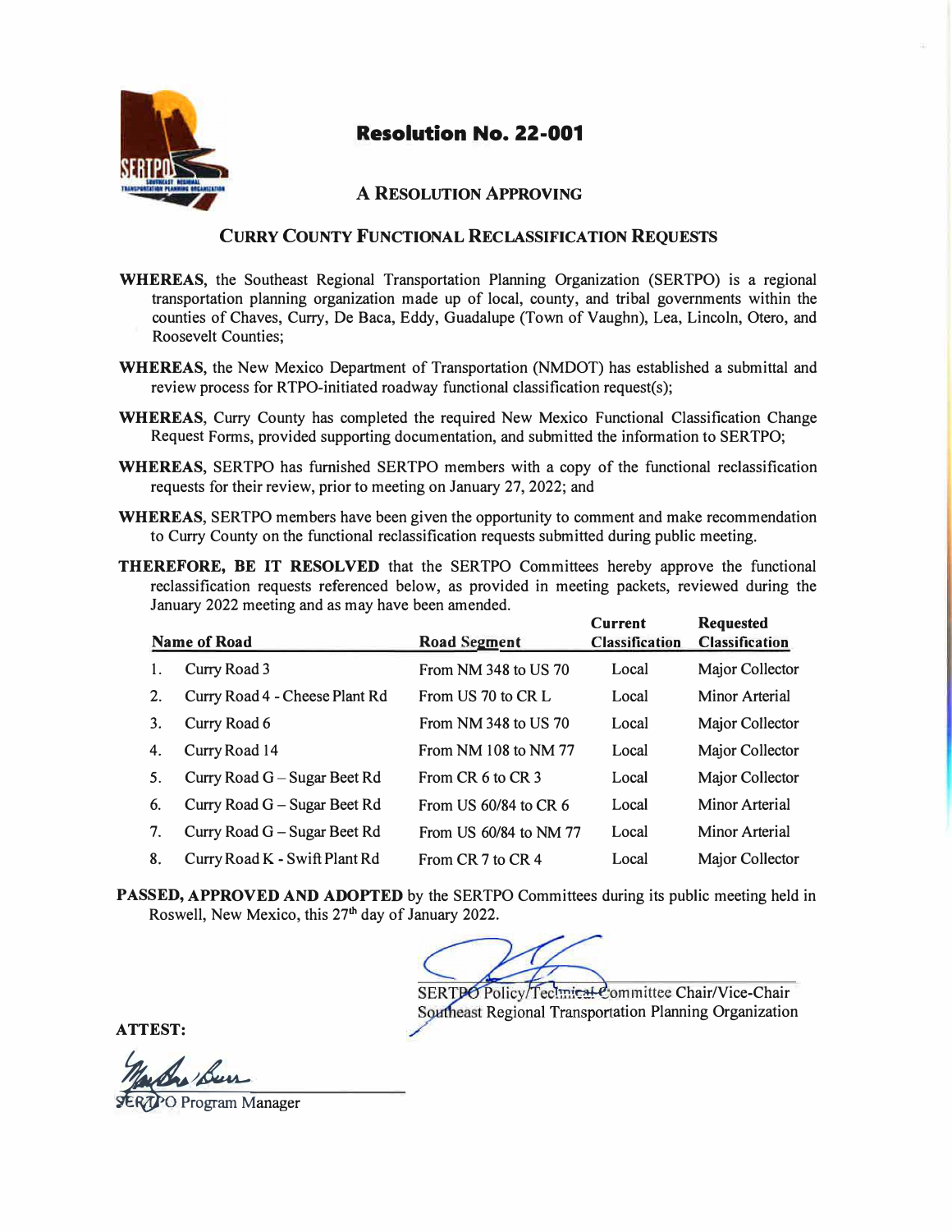# Resolution No. 22-001

## A RESOLUTION APPROVING

## CURRY COUNTY FUNCTIONAL RECLASSIFICATION REQUESTS

**WHEREAS**, the Southeast Regional Transportation Planning Organization (SERTPO) is a regional transportation planning organization made up of local, county, and tribal governments within the counties of Chaves, Curry, De Baca, Eddy, Guadalupe (Town of Vaughn), Lea, Lincoln, Otero, and Roosevelt Counties;

**WHEREAS**, the New Mexico Department of Transportation (NMDOT) has established a submittal and review process for RTPO-initiated roadway functional classification request(s);

**WHEREAS**, Curry County has completed the required New Mexico Functional Classification Change Request Forms, provided supporting documentation, and submitted the information to SERTPO;

**WHEREAS**, SERTPO has furnished SERTPO members with a copy of the functional reclassification requests for their review, prior to meeting on January 27, 2022; and

**WHEREAS**, SERTPO members have been given the opportunity to comment and make recommendation to Curry County on the functional reclassification requests submitted during public meeting.

**THEREFORE, BE IT RESOLVED** that the SERTPO Committees hereby approve the functional reclassification requests referenced below, as provided in meeting packets, reviewed during the January 2022 meeting and as may have been amended.

| | Name of Road | Road Segment | Current Classification | Requested Classification |
|---|---|---|---|---|
| 1. | Curry Road 3 | From NM 348 to US 70 | Local | Major Collector |
| 2. | Curry Road 4 - Cheese Plant Rd | From US 70 to CR L | Local | Minor Arterial |
| 3. | Curry Road 6 | From NM 348 to US 70 | Local | Major Collector |
| 4. | Curry Road 14 | From NM 108 to NM 77 | Local | Major Collector |
| 5. | Curry Road G – Sugar Beet Rd | From CR 6 to CR 3 | Local | Major Collector |
| 6. | Curry Road G – Sugar Beet Rd | From US 60/84 to CR 6 | Local | Minor Arterial |
| 7. | Curry Road G – Sugar Beet Rd | From US 60/84 to NM 77 | Local | Minor Arterial |
| 8. | Curry Road K - Swift Plant Rd | From CR 7 to CR 4 | Local | Major Collector |

**PASSED, APPROVED AND ADOPTED** by the SERTPO Committees during its public meeting held in Roswell, New Mexico, this 27th day of January 2022.

SERTPO Policy/~~Technical~~ Committee Chair/Vice-Chair
Southeast Regional Transportation Planning Organization

**ATTEST:**

SERTPO Program Manager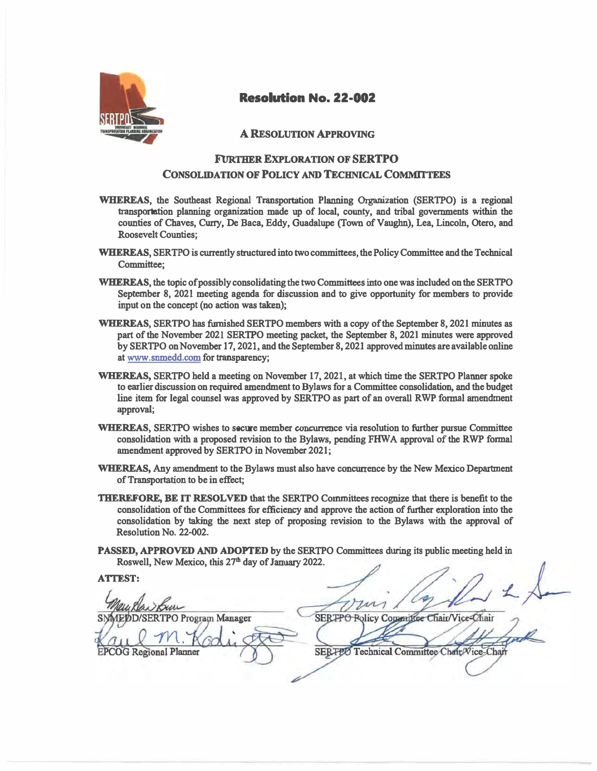# Resolution No. 22-002

## A Resolution Approving

## Further Exploration of SERTPO Consolidation of Policy and Technical Committees

**WHEREAS**, the Southeast Regional Transportation Planning Organization (SERTPO) is a regional transportation planning organization made up of local, county, and tribal governments within the counties of Chaves, Curry, De Baca, Eddy, Guadalupe (Town of Vaughn), Lea, Lincoln, Otero, and Roosevelt Counties;

**WHEREAS**, SERTPO is currently structured into two committees, the Policy Committee and the Technical Committee;

**WHEREAS**, the topic of possibly consolidating the two Committees into one was included on the SERTPO September 8, 2021 meeting agenda for discussion and to give opportunity for members to provide input on the concept (no action was taken);

**WHEREAS**, SERTPO has furnished SERTPO members with a copy of the September 8, 2021 minutes as part of the November 2021 SERTPO meeting packet, the September 8, 2021 minutes were approved by SERTPO on November 17, 2021, and the September 8, 2021 approved minutes are available online at www.snmedd.com for transparency;

**WHEREAS**, SERTPO held a meeting on November 17, 2021, at which time the SERTPO Planner spoke to earlier discussion on required amendment to Bylaws for a Committee consolidation, and the budget line item for legal counsel was approved by SERTPO as part of an overall RWP formal amendment approval;

**WHEREAS**, SERTPO wishes to secure member concurrence via resolution to further pursue Committee consolidation with a proposed revision to the Bylaws, pending FHWA approval of the RWP formal amendment approved by SERTPO in November 2021;

**WHEREAS**, Any amendment to the Bylaws must also have concurrence by the New Mexico Department of Transportation to be in effect;

**THEREFORE, BE IT RESOLVED** that the SERTPO Committees recognize that there is benefit to the consolidation of the Committees for efficiency and approve the action of further exploration into the consolidation by taking the next step of proposing revision to the Bylaws with the approval of Resolution No. 22-002.

**PASSED, APPROVED AND ADOPTED** by the SERTPO Committees during its public meeting held in Roswell, New Mexico, this 27th day of January 2022.

**ATTEST:**

SNMEDD/SERTPO Program Manager

EPCOG Regional Planner

SERTPO Policy Committee Chair/Vice-Chair

SERTPO Technical Committee Chair/Vice-Chair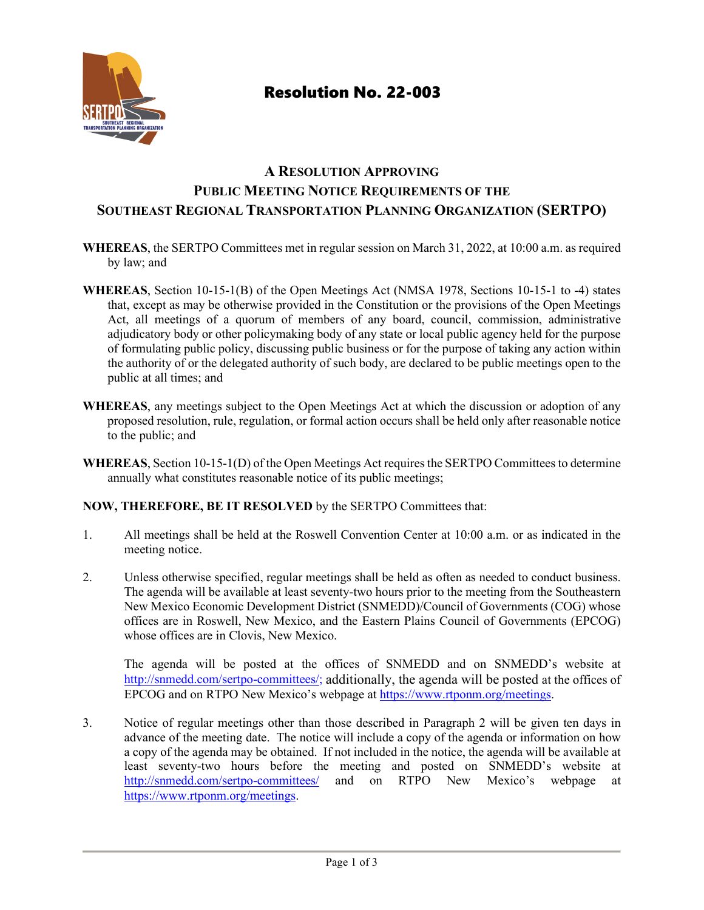# Resolution No. 22-003

## A Resolution Approving Public Meeting Notice Requirements of the Southeast Regional Transportation Planning Organization (SERTPO)

**WHEREAS**, the SERTPO Committees met in regular session on March 31, 2022, at 10:00 a.m. as required by law; and

**WHEREAS**, Section 10-15-1(B) of the Open Meetings Act (NMSA 1978, Sections 10-15-1 to -4) states that, except as may be otherwise provided in the Constitution or the provisions of the Open Meetings Act, all meetings of a quorum of members of any board, council, commission, administrative adjudicatory body or other policymaking body of any state or local public agency held for the purpose of formulating public policy, discussing public business or for the purpose of taking any action within the authority of or the delegated authority of such body, are declared to be public meetings open to the public at all times; and

**WHEREAS**, any meetings subject to the Open Meetings Act at which the discussion or adoption of any proposed resolution, rule, regulation, or formal action occurs shall be held only after reasonable notice to the public; and

**WHEREAS**, Section 10-15-1(D) of the Open Meetings Act requires the SERTPO Committees to determine annually what constitutes reasonable notice of its public meetings;

**NOW, THEREFORE, BE IT RESOLVED** by the SERTPO Committees that:

1. All meetings shall be held at the Roswell Convention Center at 10:00 a.m. or as indicated in the meeting notice.

2. Unless otherwise specified, regular meetings shall be held as often as needed to conduct business. The agenda will be available at least seventy-two hours prior to the meeting from the Southeastern New Mexico Economic Development District (SNMEDD)/Council of Governments (COG) whose offices are in Roswell, New Mexico, and the Eastern Plains Council of Governments (EPCOG) whose offices are in Clovis, New Mexico.

   The agenda will be posted at the offices of SNMEDD and on SNMEDD's website at http://snmedd.com/sertpo-committees/; additionally, the agenda will be posted at the offices of EPCOG and on RTPO New Mexico's webpage at https://www.rtponm.org/meetings.

3. Notice of regular meetings other than those described in Paragraph 2 will be given ten days in advance of the meeting date. The notice will include a copy of the agenda or information on how a copy of the agenda may be obtained. If not included in the notice, the agenda will be available at least seventy-two hours before the meeting and posted on SNMEDD's website at http://snmedd.com/sertpo-committees/ and on RTPO New Mexico's webpage at https://www.rtponm.org/meetings.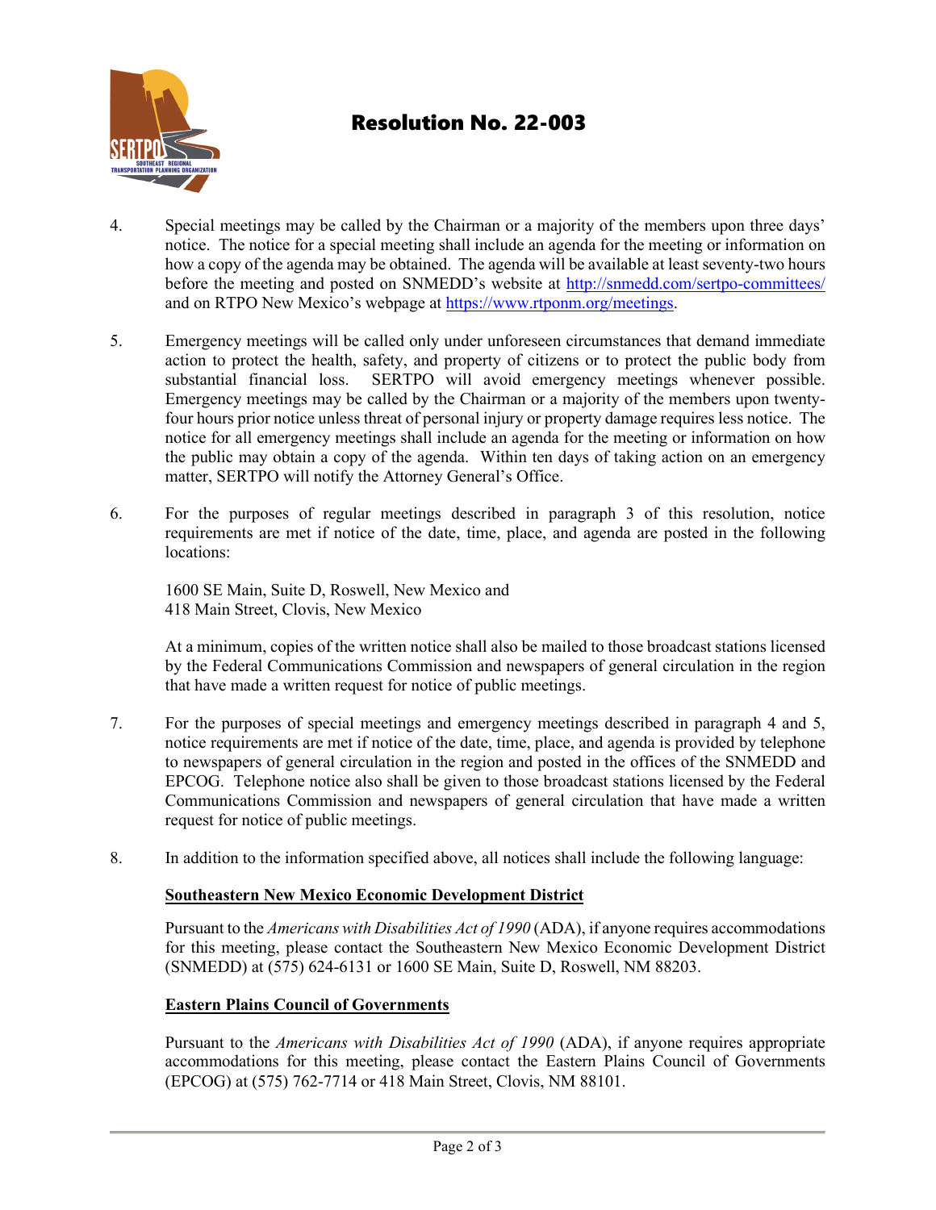# Resolution No. 22-003

4. Special meetings may be called by the Chairman or a majority of the members upon three days' notice. The notice for a special meeting shall include an agenda for the meeting or information on how a copy of the agenda may be obtained. The agenda will be available at least seventy-two hours before the meeting and posted on SNMEDD's website at http://snmedd.com/sertpo-committees/ and on RTPO New Mexico's webpage at https://www.rtponm.org/meetings.

5. Emergency meetings will be called only under unforeseen circumstances that demand immediate action to protect the health, safety, and property of citizens or to protect the public body from substantial financial loss. SERTPO will avoid emergency meetings whenever possible. Emergency meetings may be called by the Chairman or a majority of the members upon twenty-four hours prior notice unless threat of personal injury or property damage requires less notice. The notice for all emergency meetings shall include an agenda for the meeting or information on how the public may obtain a copy of the agenda. Within ten days of taking action on an emergency matter, SERTPO will notify the Attorney General's Office.

6. For the purposes of regular meetings described in paragraph 3 of this resolution, notice requirements are met if notice of the date, time, place, and agenda are posted in the following locations:

   1600 SE Main, Suite D, Roswell, New Mexico and
   418 Main Street, Clovis, New Mexico

   At a minimum, copies of the written notice shall also be mailed to those broadcast stations licensed by the Federal Communications Commission and newspapers of general circulation in the region that have made a written request for notice of public meetings.

7. For the purposes of special meetings and emergency meetings described in paragraph 4 and 5, notice requirements are met if notice of the date, time, place, and agenda is provided by telephone to newspapers of general circulation in the region and posted in the offices of the SNMEDD and EPCOG. Telephone notice also shall be given to those broadcast stations licensed by the Federal Communications Commission and newspapers of general circulation that have made a written request for notice of public meetings.

8. In addition to the information specified above, all notices shall include the following language:

   **Southeastern New Mexico Economic Development District**

   Pursuant to the *Americans with Disabilities Act of 1990* (ADA), if anyone requires accommodations for this meeting, please contact the Southeastern New Mexico Economic Development District (SNMEDD) at (575) 624-6131 or 1600 SE Main, Suite D, Roswell, NM 88203.

   **Eastern Plains Council of Governments**

   Pursuant to the *Americans with Disabilities Act of 1990* (ADA), if anyone requires appropriate accommodations for this meeting, please contact the Eastern Plains Council of Governments (EPCOG) at (575) 762-7714 or 418 Main Street, Clovis, NM 88101.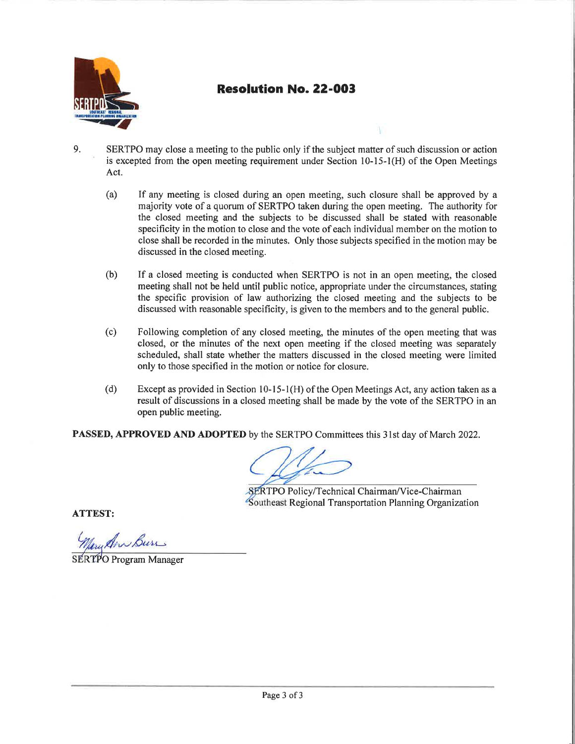## Resolution No. 22-003

9. SERTPO may close a meeting to the public only if the subject matter of such discussion or action is excepted from the open meeting requirement under Section 10-15-1(H) of the Open Meetings Act.

   (a) If any meeting is closed during an open meeting, such closure shall be approved by a majority vote of a quorum of SERTPO taken during the open meeting. The authority for the closed meeting and the subjects to be discussed shall be stated with reasonable specificity in the motion to close and the vote of each individual member on the motion to close shall be recorded in the minutes. Only those subjects specified in the motion may be discussed in the closed meeting.

   (b) If a closed meeting is conducted when SERTPO is not in an open meeting, the closed meeting shall not be held until public notice, appropriate under the circumstances, stating the specific provision of law authorizing the closed meeting and the subjects to be discussed with reasonable specificity, is given to the members and to the general public.

   (c) Following completion of any closed meeting, the minutes of the open meeting that was closed, or the minutes of the next open meeting if the closed meeting was separately scheduled, shall state whether the matters discussed in the closed meeting were limited only to those specified in the motion or notice for closure.

   (d) Except as provided in Section 10-15-1(H) of the Open Meetings Act, any action taken as a result of discussions in a closed meeting shall be made by the vote of the SERTPO in an open public meeting.

**PASSED, APPROVED AND ADOPTED** by the SERTPO Committees this 31st day of March 2022.

SERTPO Policy/Technical Chairman/Vice-Chairman
Southeast Regional Transportation Planning Organization

**ATTEST:**

SERTPO Program Manager